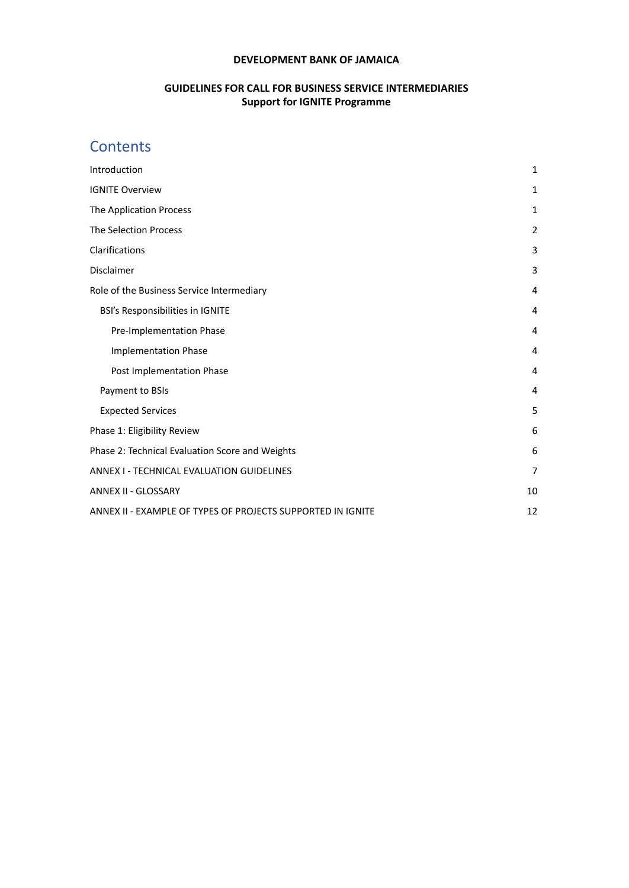**DEVELOPMENT BANK OF JAMAICA**

**GUIDELINES FOR CALL FOR BUSINESS SERVICE INTERMEDIARIES**
**Support for IGNITE Programme**

# Contents

| | |
|---|---|
| Introduction | 1 |
| IGNITE Overview | 1 |
| The Application Process | 1 |
| The Selection Process | 2 |
| Clarifications | 3 |
| Disclaimer | 3 |
| Role of the Business Service Intermediary | 4 |
| BSI's Responsibilities in IGNITE | 4 |
| Pre-Implementation Phase | 4 |
| Implementation Phase | 4 |
| Post Implementation Phase | 4 |
| Payment to BSIs | 4 |
| Expected Services | 5 |
| Phase 1: Eligibility Review | 6 |
| Phase 2: Technical Evaluation Score and Weights | 6 |
| ANNEX I - TECHNICAL EVALUATION GUIDELINES | 7 |
| ANNEX II - GLOSSARY | 10 |
| ANNEX II - EXAMPLE OF TYPES OF PROJECTS SUPPORTED IN IGNITE | 12 |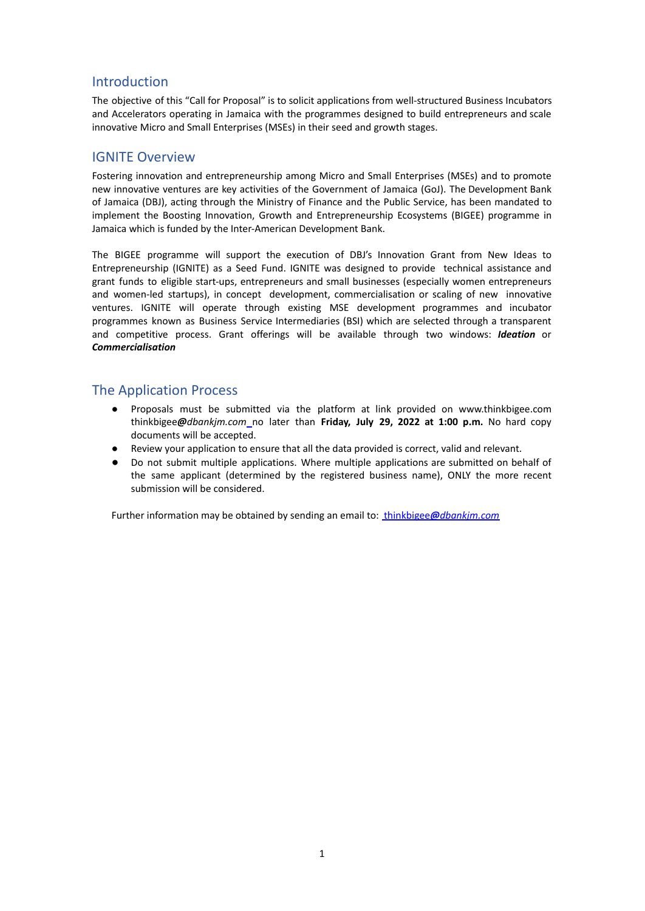## Introduction

The objective of this "Call for Proposal" is to solicit applications from well-structured Business Incubators and Accelerators operating in Jamaica with the programmes designed to build entrepreneurs and scale innovative Micro and Small Enterprises (MSEs) in their seed and growth stages.

## IGNITE Overview

Fostering innovation and entrepreneurship among Micro and Small Enterprises (MSEs) and to promote new innovative ventures are key activities of the Government of Jamaica (GoJ). The Development Bank of Jamaica (DBJ), acting through the Ministry of Finance and the Public Service, has been mandated to implement the Boosting Innovation, Growth and Entrepreneurship Ecosystems (BIGEE) programme in Jamaica which is funded by the Inter-American Development Bank.

The BIGEE programme will support the execution of DBJ's Innovation Grant from New Ideas to Entrepreneurship (IGNITE) as a Seed Fund. IGNITE was designed to provide technical assistance and grant funds to eligible start-ups, entrepreneurs and small businesses (especially women entrepreneurs and women-led startups), in concept development, commercialisation or scaling of new innovative ventures. IGNITE will operate through existing MSE development programmes and incubator programmes known as Business Service Intermediaries (BSI) which are selected through a transparent and competitive process. Grant offerings will be available through two windows: ***Ideation*** or ***Commercialisation***

## The Application Process

- Proposals must be submitted via the platform at link provided on www.thinkbigee.com thinkbigee*@dbankjm.com* no later than **Friday, July 29, 2022 at 1:00 p.m.** No hard copy documents will be accepted.
- Review your application to ensure that all the data provided is correct, valid and relevant.
- Do not submit multiple applications. Where multiple applications are submitted on behalf of the same applicant (determined by the registered business name), ONLY the more recent submission will be considered.

Further information may be obtained by sending an email to: thinkbigee*@dbankjm.com*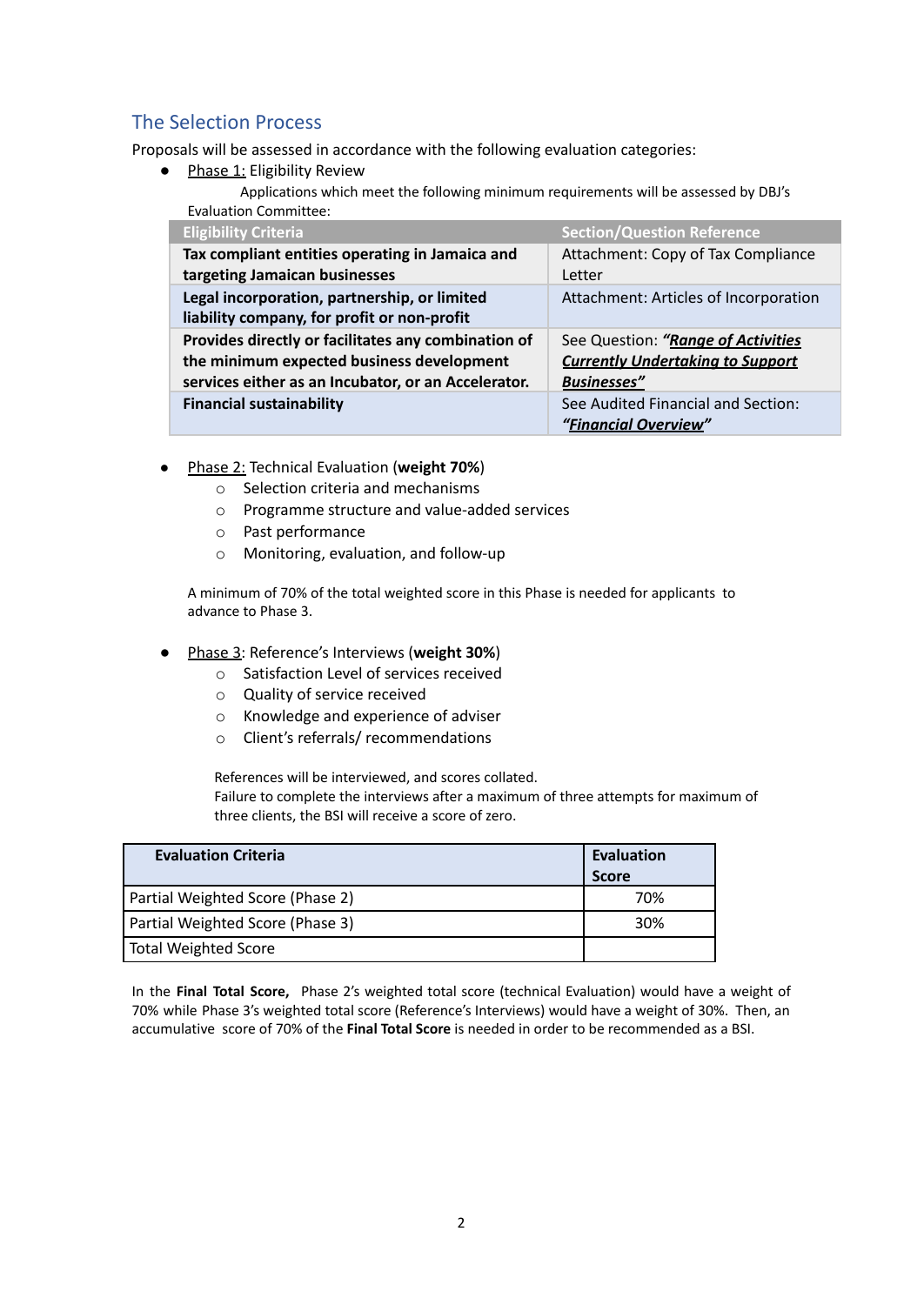## The Selection Process

Proposals will be assessed in accordance with the following evaluation categories:

- Phase 1: Eligibility Review

  Applications which meet the following minimum requirements will be assessed by DBJ's Evaluation Committee:

| Eligibility Criteria | Section/Question Reference |
|---|---|
| **Tax compliant entities operating in Jamaica and targeting Jamaican businesses** | Attachment: Copy of Tax Compliance Letter |
| **Legal incorporation, partnership, or limited liability company, for profit or non-profit** | Attachment: Articles of Incorporation |
| **Provides directly or facilitates any combination of the minimum expected business development services either as an Incubator, or an Accelerator.** | See Question: ***"Range of Activities Currently Undertaking to Support Businesses"*** |
| **Financial sustainability** | See Audited Financial and Section: ***"Financial Overview"*** |

- Phase 2: Technical Evaluation (**weight 70%**)
  - Selection criteria and mechanisms
  - Programme structure and value-added services
  - Past performance
  - Monitoring, evaluation, and follow-up

  A minimum of 70% of the total weighted score in this Phase is needed for applicants to advance to Phase 3.

- Phase 3: Reference's Interviews (**weight 30%**)
  - Satisfaction Level of services received
  - Quality of service received
  - Knowledge and experience of adviser
  - Client's referrals/ recommendations

  References will be interviewed, and scores collated.
  Failure to complete the interviews after a maximum of three attempts for maximum of three clients, the BSI will receive a score of zero.

| Evaluation Criteria | Evaluation Score |
|---|---|
| Partial Weighted Score (Phase 2) | 70% |
| Partial Weighted Score (Phase 3) | 30% |
| Total Weighted Score | |

In the **Final Total Score,** Phase 2's weighted total score (technical Evaluation) would have a weight of 70% while Phase 3's weighted total score (Reference's Interviews) would have a weight of 30%. Then, an accumulative score of 70% of the **Final Total Score** is needed in order to be recommended as a BSI.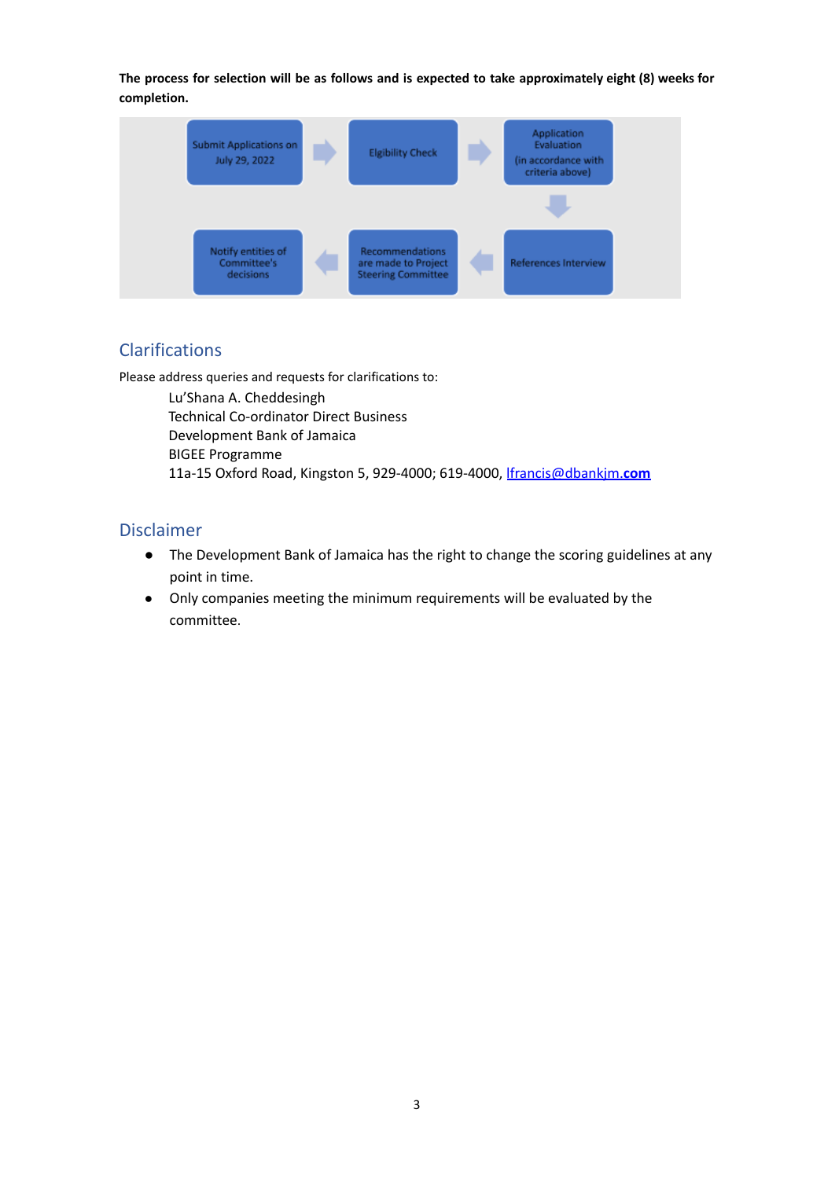**The process for selection will be as follows and is expected to take approximately eight (8) weeks for completion.**

Submit Applications on July 29, 2022 → Eligibility Check → Application Evaluation (in accordance with criteria above) → References Interview → Recommendations are made to Project Steering Committee → Notify entities of Committee's decisions

## Clarifications

Please address queries and requests for clarifications to:

Lu'Shana A. Cheddesingh
Technical Co-ordinator Direct Business
Development Bank of Jamaica
BIGEE Programme
11a-15 Oxford Road, Kingston 5, 929-4000; 619-4000, lfrancis@dbankjm.**com**

## Disclaimer

- The Development Bank of Jamaica has the right to change the scoring guidelines at any point in time.
- Only companies meeting the minimum requirements will be evaluated by the committee.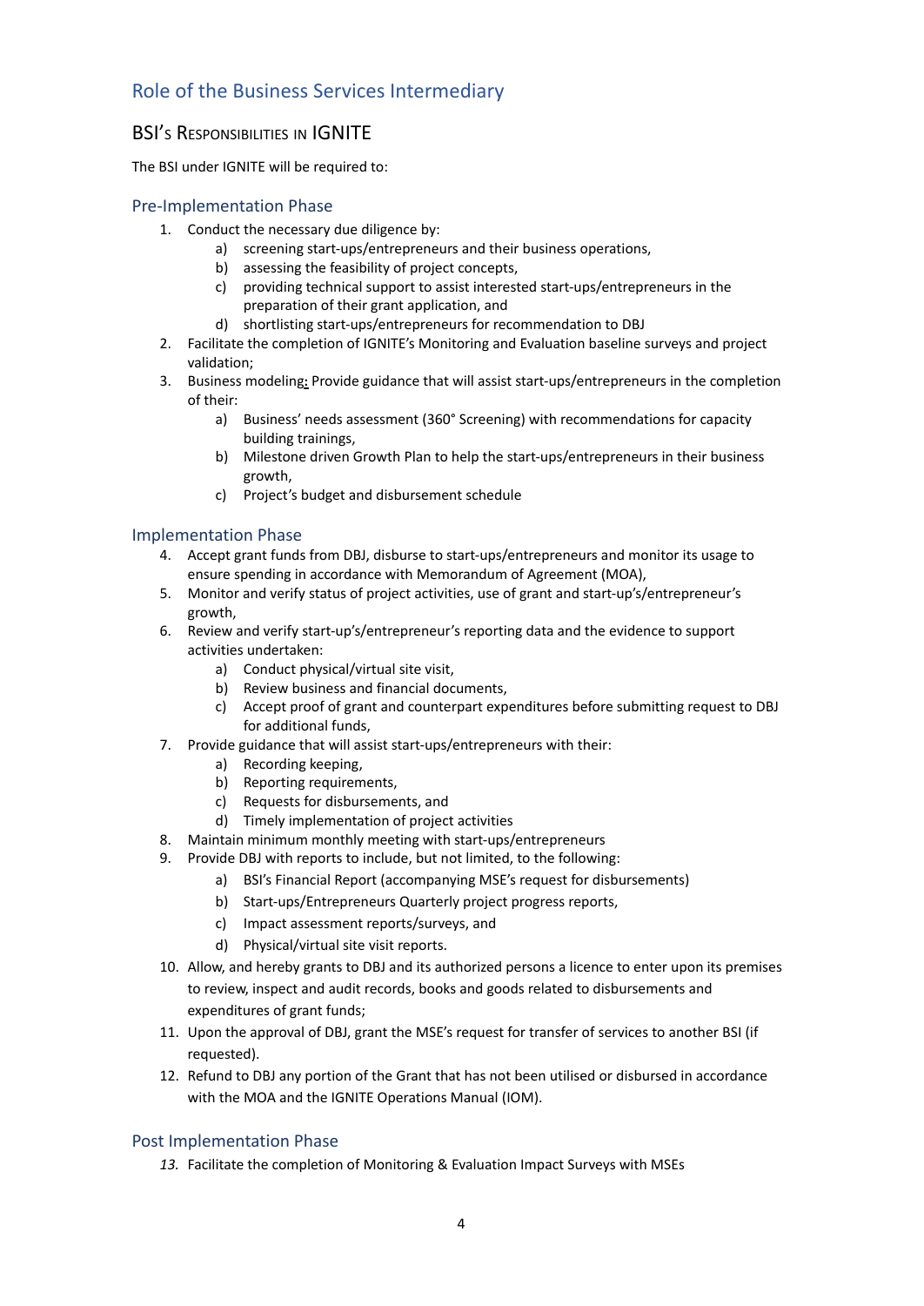# Role of the Business Services Intermediary

## BSI's Responsibilities in IGNITE

The BSI under IGNITE will be required to:

### Pre-Implementation Phase

1. Conduct the necessary due diligence by:
    a) screening start-ups/entrepreneurs and their business operations,
    b) assessing the feasibility of project concepts,
    c) providing technical support to assist interested start-ups/entrepreneurs in the preparation of their grant application, and
    d) shortlisting start-ups/entrepreneurs for recommendation to DBJ
2. Facilitate the completion of IGNITE's Monitoring and Evaluation baseline surveys and project validation;
3. Business modeling: Provide guidance that will assist start-ups/entrepreneurs in the completion of their:
    a) Business' needs assessment (360° Screening) with recommendations for capacity building trainings,
    b) Milestone driven Growth Plan to help the start-ups/entrepreneurs in their business growth,
    c) Project's budget and disbursement schedule

### Implementation Phase

4. Accept grant funds from DBJ, disburse to start-ups/entrepreneurs and monitor its usage to ensure spending in accordance with Memorandum of Agreement (MOA),
5. Monitor and verify status of project activities, use of grant and start-up's/entrepreneur's growth,
6. Review and verify start-up's/entrepreneur's reporting data and the evidence to support activities undertaken:
    a) Conduct physical/virtual site visit,
    b) Review business and financial documents,
    c) Accept proof of grant and counterpart expenditures before submitting request to DBJ for additional funds,
7. Provide guidance that will assist start-ups/entrepreneurs with their:
    a) Recording keeping,
    b) Reporting requirements,
    c) Requests for disbursements, and
    d) Timely implementation of project activities
8. Maintain minimum monthly meeting with start-ups/entrepreneurs
9. Provide DBJ with reports to include, but not limited, to the following:
    a) BSI's Financial Report (accompanying MSE's request for disbursements)
    b) Start-ups/Entrepreneurs Quarterly project progress reports,
    c) Impact assessment reports/surveys, and
    d) Physical/virtual site visit reports.
10. Allow, and hereby grants to DBJ and its authorized persons a licence to enter upon its premises to review, inspect and audit records, books and goods related to disbursements and expenditures of grant funds;
11. Upon the approval of DBJ, grant the MSE's request for transfer of services to another BSI (if requested).
12. Refund to DBJ any portion of the Grant that has not been utilised or disbursed in accordance with the MOA and the IGNITE Operations Manual (IOM).

### Post Implementation Phase

13. *Facilitate the completion of Monitoring & Evaluation Impact Surveys with MSEs*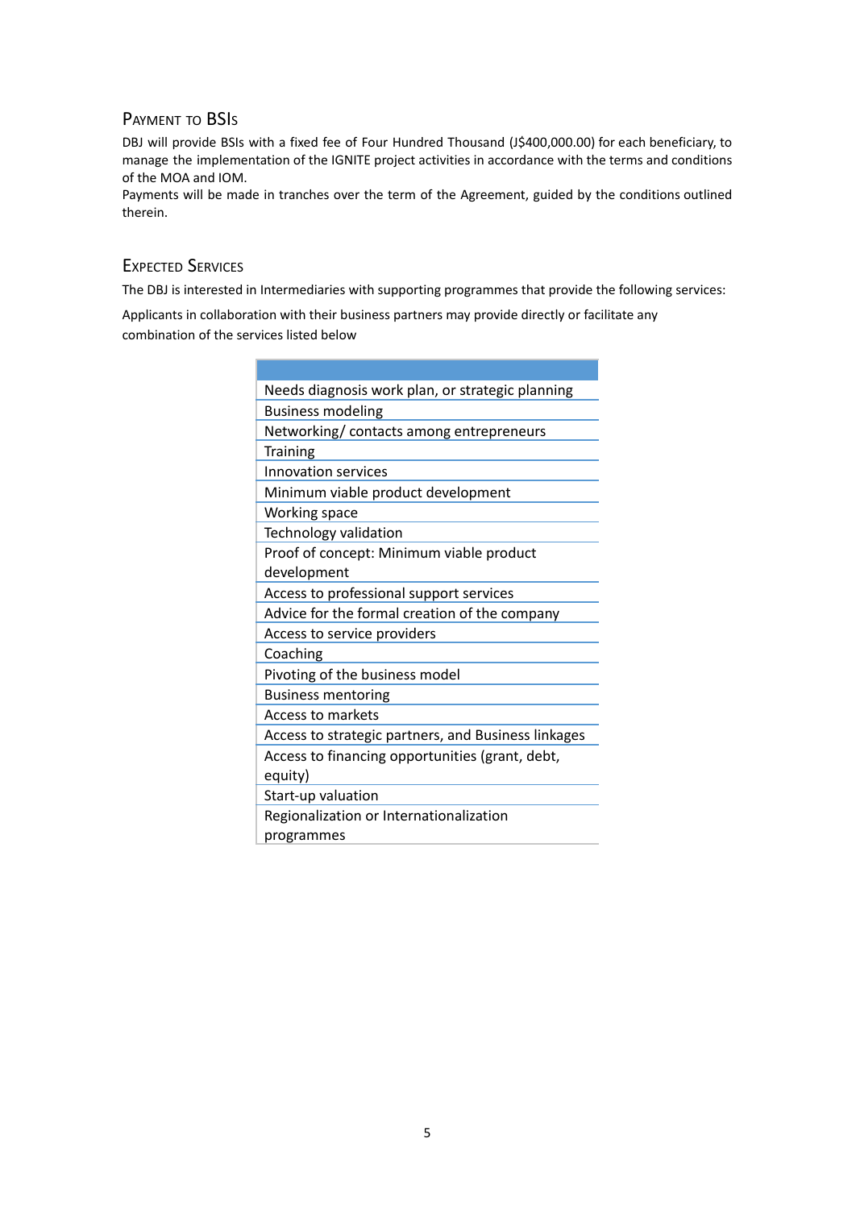## Payment to BSIs

DBJ will provide BSIs with a fixed fee of Four Hundred Thousand (J$400,000.00) for each beneficiary, to manage the implementation of the IGNITE project activities in accordance with the terms and conditions of the MOA and IOM.
Payments will be made in tranches over the term of the Agreement, guided by the conditions outlined therein.

## Expected Services

The DBJ is interested in Intermediaries with supporting programmes that provide the following services:

Applicants in collaboration with their business partners may provide directly or facilitate any combination of the services listed below

| |
|---|
| Needs diagnosis work plan, or strategic planning |
| Business modeling |
| Networking/ contacts among entrepreneurs |
| Training |
| Innovation services |
| Minimum viable product development |
| Working space |
| Technology validation |
| Proof of concept: Minimum viable product development |
| Access to professional support services |
| Advice for the formal creation of the company |
| Access to service providers |
| Coaching |
| Pivoting of the business model |
| Business mentoring |
| Access to markets |
| Access to strategic partners, and Business linkages |
| Access to financing opportunities (grant, debt, equity) |
| Start-up valuation |
| Regionalization or Internationalization programmes |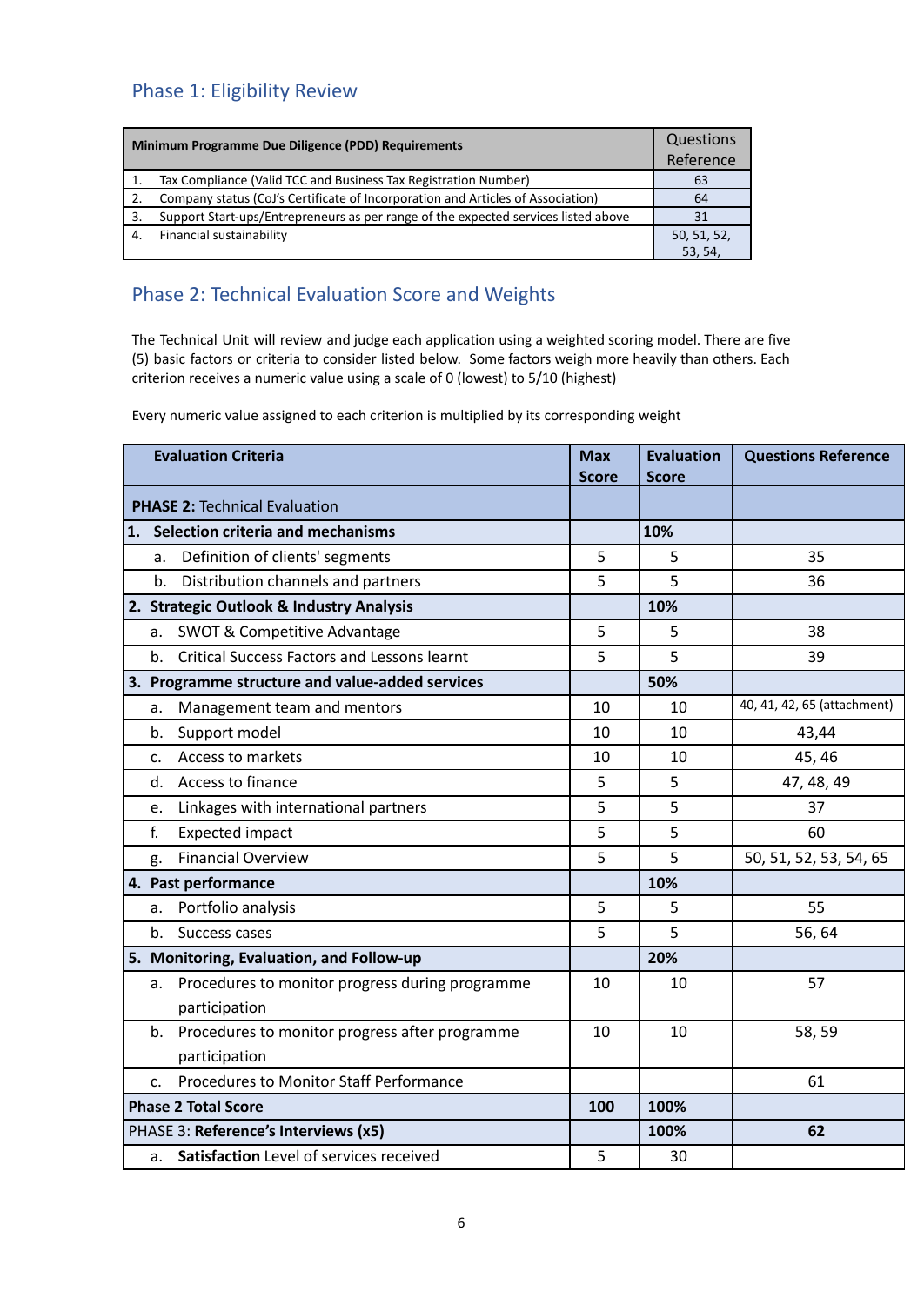## Phase 1: Eligibility Review

| Minimum Programme Due Diligence (PDD) Requirements | Questions Reference |
|---|---|
| 1. Tax Compliance (Valid TCC and Business Tax Registration Number) | 63 |
| 2. Company status (CoJ's Certificate of Incorporation and Articles of Association) | 64 |
| 3. Support Start-ups/Entrepreneurs as per range of the expected services listed above | 31 |
| 4. Financial sustainability | 50, 51, 52, 53, 54, |

## Phase 2: Technical Evaluation Score and Weights

The Technical Unit will review and judge each application using a weighted scoring model. There are five (5) basic factors or criteria to consider listed below. Some factors weigh more heavily than others. Each criterion receives a numeric value using a scale of 0 (lowest) to 5/10 (highest)

Every numeric value assigned to each criterion is multiplied by its corresponding weight

| Evaluation Criteria | Max Score | Evaluation Score | Questions Reference |
|---|---|---|---|
| **PHASE 2:** Technical Evaluation | | | |
| **1. Selection criteria and mechanisms** | | **10%** | |
| a. Definition of clients' segments | 5 | 5 | 35 |
| b. Distribution channels and partners | 5 | 5 | 36 |
| **2. Strategic Outlook & Industry Analysis** | | **10%** | |
| a. SWOT & Competitive Advantage | 5 | 5 | 38 |
| b. Critical Success Factors and Lessons learnt | 5 | 5 | 39 |
| **3. Programme structure and value-added services** | | **50%** | |
| a. Management team and mentors | 10 | 10 | 40, 41, 42, 65 (attachment) |
| b. Support model | 10 | 10 | 43,44 |
| c. Access to markets | 10 | 10 | 45, 46 |
| d. Access to finance | 5 | 5 | 47, 48, 49 |
| e. Linkages with international partners | 5 | 5 | 37 |
| f. Expected impact | 5 | 5 | 60 |
| g. Financial Overview | 5 | 5 | 50, 51, 52, 53, 54, 65 |
| **4. Past performance** | | **10%** | |
| a. Portfolio analysis | 5 | 5 | 55 |
| b. Success cases | 5 | 5 | 56, 64 |
| **5. Monitoring, Evaluation, and Follow-up** | | **20%** | |
| a. Procedures to monitor progress during programme participation | 10 | 10 | 57 |
| b. Procedures to monitor progress after programme participation | 10 | 10 | 58, 59 |
| c. Procedures to Monitor Staff Performance | | | 61 |
| **Phase 2 Total Score** | **100** | **100%** | |
| PHASE 3: **Reference's Interviews (x5)** | | **100%** | **62** |
| a. **Satisfaction** Level of services received | 5 | 30 | |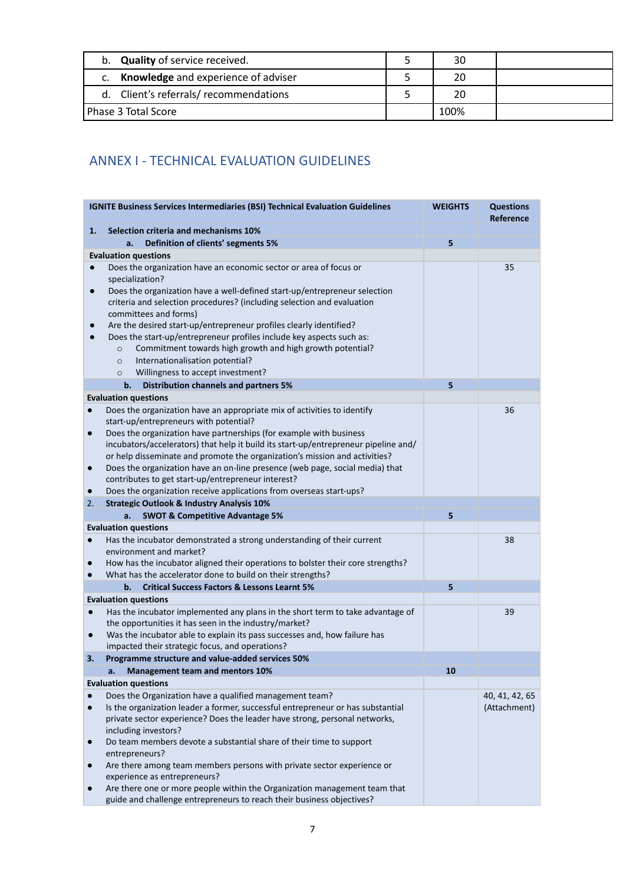| | | | |
|---|---|---|---|
| b. **Quality** of service received. | 5 | 30 | |
| c. **Knowledge** and experience of adviser | 5 | 20 | |
| d. Client's referrals/ recommendations | 5 | 20 | |
| Phase 3 Total Score | | 100% | |

## ANNEX I - TECHNICAL EVALUATION GUIDELINES

| IGNITE Business Services Intermediaries (BSI) Technical Evaluation Guidelines | WEIGHTS | Questions Reference |
|---|---|---|
| **1. Selection criteria and mechanisms 10%** | | |
| **a. Definition of clients' segments 5%** | **5** | |
| **Evaluation questions** | | |
| • Does the organization have an economic sector or area of focus or specialization?<br>• Does the organization have a well-defined start-up/entrepreneur selection criteria and selection procedures? (including selection and evaluation committees and forms)<br>• Are the desired start-up/entrepreneur profiles clearly identified?<br>• Does the start-up/entrepreneur profiles include key aspects such as:<br>○ Commitment towards high growth and high growth potential?<br>○ Internationalisation potential?<br>○ Willingness to accept investment? | | 35 |
| **b. Distribution channels and partners 5%** | **5** | |
| **Evaluation questions** | | |
| • Does the organization have an appropriate mix of activities to identify start-up/entrepreneurs with potential?<br>• Does the organization have partnerships (for example with business incubators/accelerators) that help it build its start-up/entrepreneur pipeline and/ or help disseminate and promote the organization's mission and activities?<br>• Does the organization have an on-line presence (web page, social media) that contributes to get start-up/entrepreneur interest?<br>• Does the organization receive applications from overseas start-ups? | | 36 |
| **2. Strategic Outlook & Industry Analysis 10%** | | |
| **a. SWOT & Competitive Advantage 5%** | **5** | |
| **Evaluation questions** | | |
| • Has the incubator demonstrated a strong understanding of their current environment and market?<br>• How has the incubator aligned their operations to bolster their core strengths?<br>• What has the accelerator done to build on their strengths? | | 38 |
| **b. Critical Success Factors & Lessons Learnt 5%** | **5** | |
| **Evaluation questions** | | |
| • Has the incubator implemented any plans in the short term to take advantage of the opportunities it has seen in the industry/market?<br>• Was the incubator able to explain its pass successes and, how failure has impacted their strategic focus, and operations? | | 39 |
| **3. Programme structure and value-added services 50%** | | |
| **a. Management team and mentors 10%** | **10** | |
| **Evaluation questions** | | |
| • Does the Organization have a qualified management team?<br>• Is the organization leader a former, successful entrepreneur or has substantial private sector experience? Does the leader have strong, personal networks, including investors?<br>• Do team members devote a substantial share of their time to support entrepreneurs?<br>• Are there among team members persons with private sector experience or experience as entrepreneurs?<br>• Are there one or more people within the Organization management team that guide and challenge entrepreneurs to reach their business objectives? | | 40, 41, 42, 65 (Attachment) |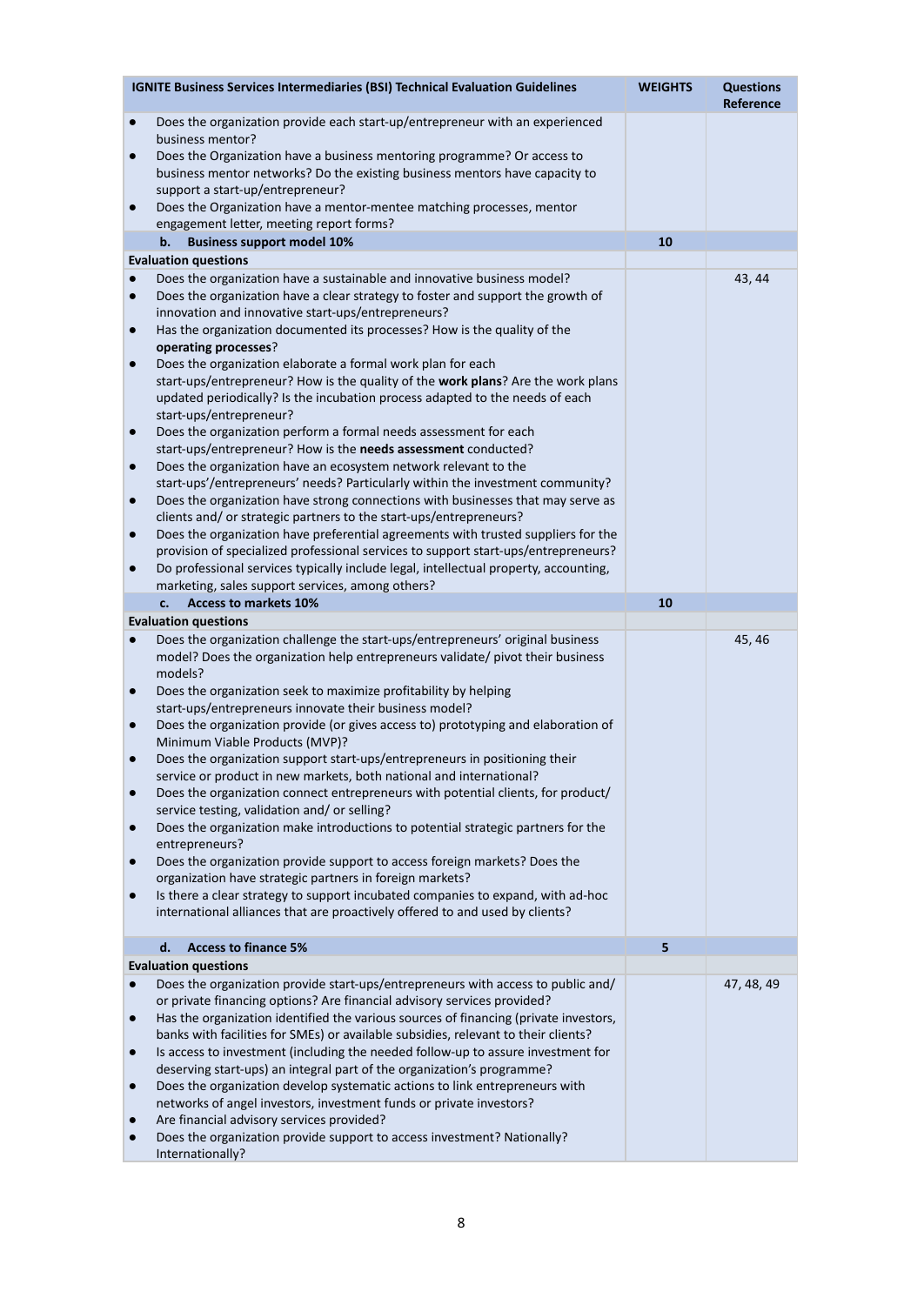| IGNITE Business Services Intermediaries (BSI) Technical Evaluation Guidelines | WEIGHTS | Questions Reference |
|---|---|---|
| • Does the organization provide each start-up/entrepreneur with an experienced business mentor?<br>• Does the Organization have a business mentoring programme? Or access to business mentor networks? Do the existing business mentors have capacity to support a start-up/entrepreneur?<br>• Does the Organization have a mentor-mentee matching processes, mentor engagement letter, meeting report forms? | | |
| **b. Business support model 10%** | **10** | |
| **Evaluation questions** | | |
| • Does the organization have a sustainable and innovative business model?<br>• Does the organization have a clear strategy to foster and support the growth of innovation and innovative start-ups/entrepreneurs?<br>• Has the organization documented its processes? How is the quality of the **operating processes**?<br>• Does the organization elaborate a formal work plan for each start-ups/entrepreneur? How is the quality of the **work plans**? Are the work plans updated periodically? Is the incubation process adapted to the needs of each start-ups/entrepreneur?<br>• Does the organization perform a formal needs assessment for each start-ups/entrepreneur? How is the **needs assessment** conducted?<br>• Does the organization have an ecosystem network relevant to the start-ups'/entrepreneurs' needs? Particularly within the investment community?<br>• Does the organization have strong connections with businesses that may serve as clients and/ or strategic partners to the start-ups/entrepreneurs?<br>• Does the organization have preferential agreements with trusted suppliers for the provision of specialized professional services to support start-ups/entrepreneurs?<br>• Do professional services typically include legal, intellectual property, accounting, marketing, sales support services, among others? | | 43, 44 |
| **c. Access to markets 10%** | **10** | |
| **Evaluation questions** | | |
| • Does the organization challenge the start-ups/entrepreneurs' original business model? Does the organization help entrepreneurs validate/ pivot their business models?<br>• Does the organization seek to maximize profitability by helping start-ups/entrepreneurs innovate their business model?<br>• Does the organization provide (or gives access to) prototyping and elaboration of Minimum Viable Products (MVP)?<br>• Does the organization support start-ups/entrepreneurs in positioning their service or product in new markets, both national and international?<br>• Does the organization connect entrepreneurs with potential clients, for product/ service testing, validation and/ or selling?<br>• Does the organization make introductions to potential strategic partners for the entrepreneurs?<br>• Does the organization provide support to access foreign markets? Does the organization have strategic partners in foreign markets?<br>• Is there a clear strategy to support incubated companies to expand, with ad-hoc international alliances that are proactively offered to and used by clients? | | 45, 46 |
| **d. Access to finance 5%** | **5** | |
| **Evaluation questions** | | |
| • Does the organization provide start-ups/entrepreneurs with access to public and/ or private financing options? Are financial advisory services provided?<br>• Has the organization identified the various sources of financing (private investors, banks with facilities for SMEs) or available subsidies, relevant to their clients?<br>• Is access to investment (including the needed follow-up to assure investment for deserving start-ups) an integral part of the organization's programme?<br>• Does the organization develop systematic actions to link entrepreneurs with networks of angel investors, investment funds or private investors?<br>• Are financial advisory services provided?<br>• Does the organization provide support to access investment? Nationally? Internationally? | | 47, 48, 49 |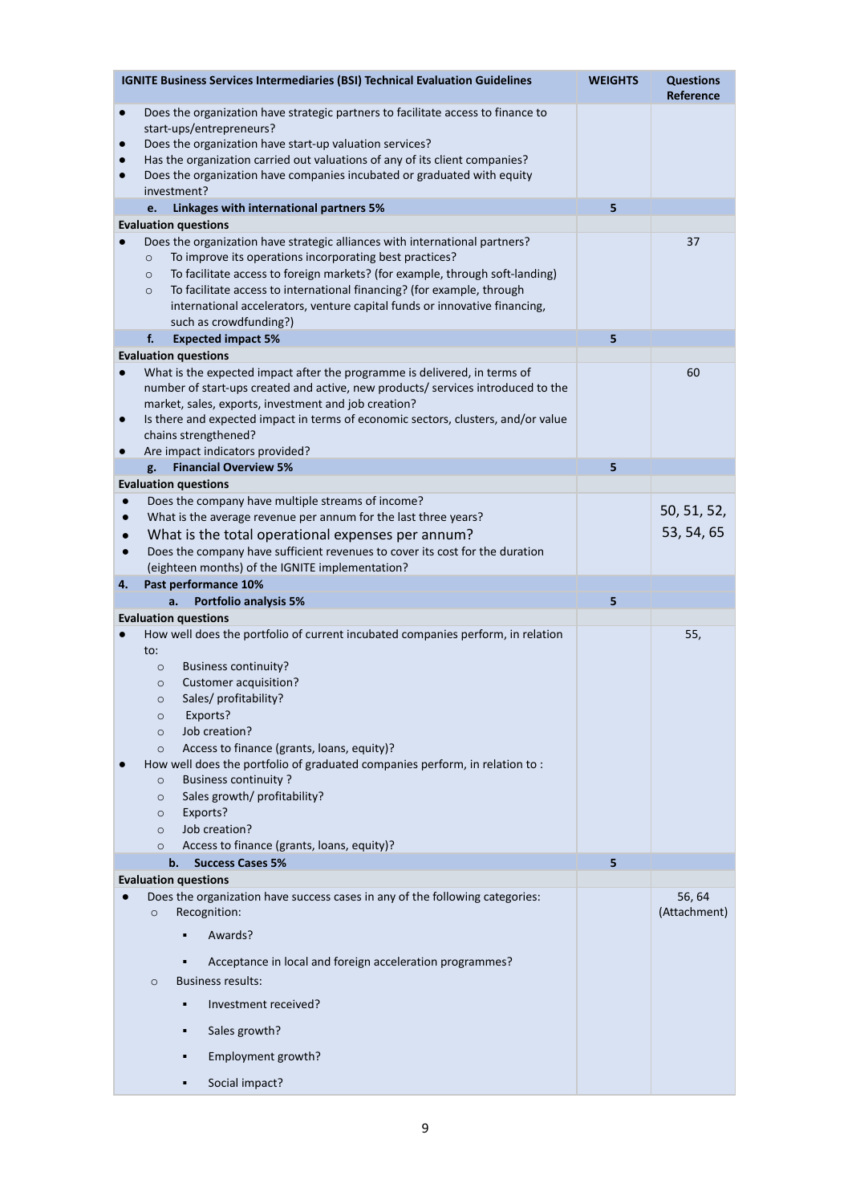| IGNITE Business Services Intermediaries (BSI) Technical Evaluation Guidelines | WEIGHTS | Questions Reference |
|---|---|---|
| • Does the organization have strategic partners to facilitate access to finance to start-ups/entrepreneurs?<br>• Does the organization have start-up valuation services?<br>• Has the organization carried out valuations of any of its client companies?<br>• Does the organization have companies incubated or graduated with equity investment? | | |
| **e. Linkages with international partners 5%** | **5** | |
| **Evaluation questions** | | |
| • Does the organization have strategic alliances with international partners?<br>○ To improve its operations incorporating best practices?<br>○ To facilitate access to foreign markets? (for example, through soft-landing)<br>○ To facilitate access to international financing? (for example, through international accelerators, venture capital funds or innovative financing, such as crowdfunding?) | | 37 |
| **f. Expected impact 5%** | **5** | |
| **Evaluation questions** | | |
| • What is the expected impact after the programme is delivered, in terms of number of start-ups created and active, new products/ services introduced to the market, sales, exports, investment and job creation?<br>• Is there and expected impact in terms of economic sectors, clusters, and/or value chains strengthened?<br>• Are impact indicators provided? | | 60 |
| **g. Financial Overview 5%** | **5** | |
| **Evaluation questions** | | |
| • Does the company have multiple streams of income?<br>• What is the average revenue per annum for the last three years?<br>• What is the total operational expenses per annum?<br>• Does the company have sufficient revenues to cover its cost for the duration (eighteen months) of the IGNITE implementation? | | 50, 51, 52, 53, 54, 65 |
| **4. Past performance 10%** | | |
| **a. Portfolio analysis 5%** | **5** | |
| **Evaluation questions** | | |
| • How well does the portfolio of current incubated companies perform, in relation to:<br>○ Business continuity?<br>○ Customer acquisition?<br>○ Sales/ profitability?<br>○ Exports?<br>○ Job creation?<br>○ Access to finance (grants, loans, equity)?<br>• How well does the portfolio of graduated companies perform, in relation to :<br>○ Business continuity ?<br>○ Sales growth/ profitability?<br>○ Exports?<br>○ Job creation?<br>○ Access to finance (grants, loans, equity)? | | 55, |
| **b. Success Cases 5%** | **5** | |
| **Evaluation questions** | | |
| • Does the organization have success cases in any of the following categories:<br>○ Recognition:<br>▪ Awards?<br>▪ Acceptance in local and foreign acceleration programmes?<br>○ Business results:<br>▪ Investment received?<br>▪ Sales growth?<br>▪ Employment growth?<br>▪ Social impact? | | 56, 64 (Attachment) |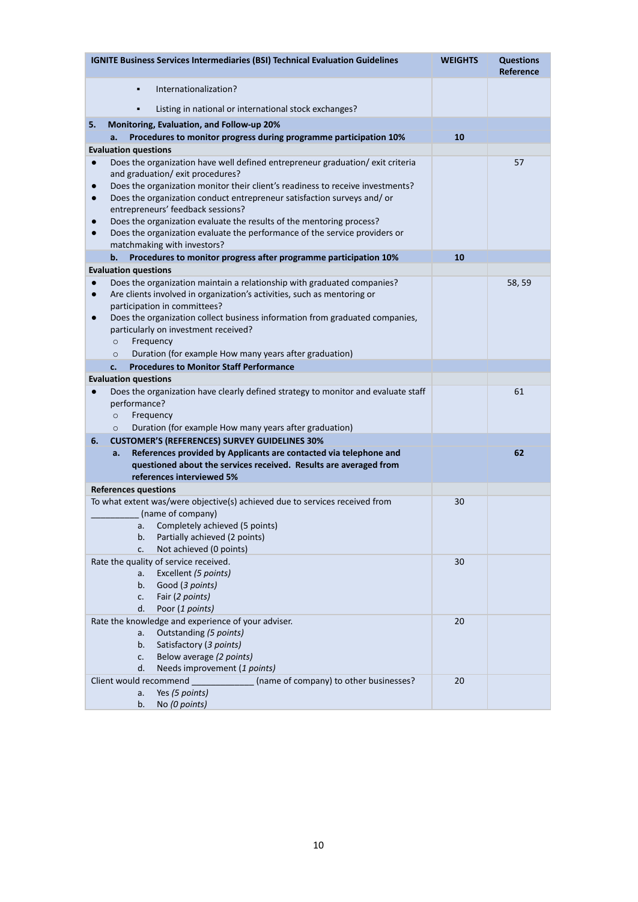| IGNITE Business Services Intermediaries (BSI) Technical Evaluation Guidelines | WEIGHTS | Questions Reference |
|---|---|---|
| ▪ Internationalization?<br>▪ Listing in national or international stock exchanges? | | |
| **5. Monitoring, Evaluation, and Follow-up 20%** | | |
| **a. Procedures to monitor progress during programme participation 10%** | **10** | |
| **Evaluation questions** | | |
| ● Does the organization have well defined entrepreneur graduation/ exit criteria and graduation/ exit procedures?<br>● Does the organization monitor their client's readiness to receive investments?<br>● Does the organization conduct entrepreneur satisfaction surveys and/ or entrepreneurs' feedback sessions?<br>● Does the organization evaluate the results of the mentoring process?<br>● Does the organization evaluate the performance of the service providers or matchmaking with investors? | | 57 |
| **b. Procedures to monitor progress after programme participation 10%** | **10** | |
| **Evaluation questions** | | |
| ● Does the organization maintain a relationship with graduated companies?<br>● Are clients involved in organization's activities, such as mentoring or participation in committees?<br>● Does the organization collect business information from graduated companies, particularly on investment received?<br>○ Frequency<br>○ Duration (for example How many years after graduation) | | 58, 59 |
| **c. Procedures to Monitor Staff Performance** | | |
| **Evaluation questions** | | |
| ● Does the organization have clearly defined strategy to monitor and evaluate staff performance?<br>○ Frequency<br>○ Duration (for example How many years after graduation) | | 61 |
| **6. CUSTOMER'S (REFERENCES) SURVEY GUIDELINES 30%** | | |
| **a. References provided by Applicants are contacted via telephone and questioned about the services received. Results are averaged from references interviewed 5%** | | **62** |
| **References questions** | | |
| To what extent was/were objective(s) achieved due to services received from __________ (name of company)<br>a. Completely achieved (5 points)<br>b. Partially achieved (2 points)<br>c. Not achieved (0 points) | 30 | |
| Rate the quality of service received.<br>a. Excellent *(5 points)*<br>b. Good *(3 points)*<br>c. Fair (*2 points)*<br>d. Poor (*1 points)* | 30 | |
| Rate the knowledge and experience of your adviser.<br>a. Outstanding *(5 points)*<br>b. Satisfactory (*3 points)*<br>c. Below average *(2 points)*<br>d. Needs improvement (*1 points)* | 20 | |
| Client would recommend _____________ (name of company) to other businesses?<br>a. Yes *(5 points)*<br>b. No *(0 points)* | 20 | |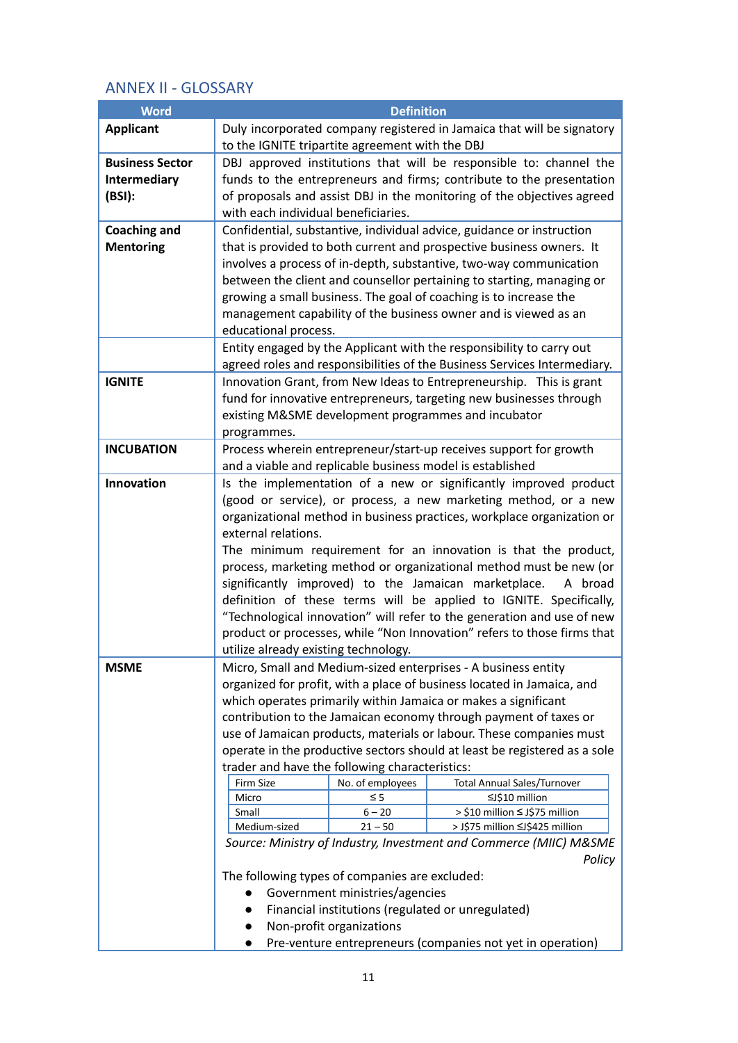## ANNEX II - GLOSSARY

| Word | Definition |
|---|---|
| **Applicant** | Duly incorporated company registered in Jamaica that will be signatory to the IGNITE tripartite agreement with the DBJ |
| **Business Sector Intermediary (BSI):** | DBJ approved institutions that will be responsible to: channel the funds to the entrepreneurs and firms; contribute to the presentation of proposals and assist DBJ in the monitoring of the objectives agreed with each individual beneficiaries. |
| **Coaching and Mentoring** | Confidential, substantive, individual advice, guidance or instruction that is provided to both current and prospective business owners. It involves a process of in-depth, substantive, two-way communication between the client and counsellor pertaining to starting, managing or growing a small business. The goal of coaching is to increase the management capability of the business owner and is viewed as an educational process. |
| | Entity engaged by the Applicant with the responsibility to carry out agreed roles and responsibilities of the Business Services Intermediary. |
| **IGNITE** | Innovation Grant, from New Ideas to Entrepreneurship. This is grant fund for innovative entrepreneurs, targeting new businesses through existing M&SME development programmes and incubator programmes. |
| **INCUBATION** | Process wherein entrepreneur/start-up receives support for growth and a viable and replicable business model is established |
| **Innovation** | Is the implementation of a new or significantly improved product (good or service), or process, a new marketing method, or a new organizational method in business practices, workplace organization or external relations.<br>The minimum requirement for an innovation is that the product, process, marketing method or organizational method must be new (or significantly improved) to the Jamaican marketplace. A broad definition of these terms will be applied to IGNITE. Specifically, “Technological innovation” will refer to the generation and use of new product or processes, while “Non Innovation” refers to those firms that utilize already existing technology. |
| **MSME** | Micro, Small and Medium-sized enterprises - A business entity organized for profit, with a place of business located in Jamaica, and which operates primarily within Jamaica or makes a significant contribution to the Jamaican economy through payment of taxes or use of Jamaican products, materials or labour. These companies must operate in the productive sectors should at least be registered as a sole trader and have the following characteristics:<br><br>Firm Size / No. of employees / Total Annual Sales/Turnover:<br>Micro / ≤ 5 / ≤J$10 million<br>Small / 6 – 20 / > $10 million ≤ J$75 million<br>Medium-sized / 21 – 50 / > J$75 million ≤J$425 million<br><br>*Source: Ministry of Industry, Investment and Commerce (MIIC) M&SME Policy*<br><br>The following types of companies are excluded:<br>● Government ministries/agencies<br>● Financial institutions (regulated or unregulated)<br>● Non-profit organizations<br>● Pre-venture entrepreneurs (companies not yet in operation) |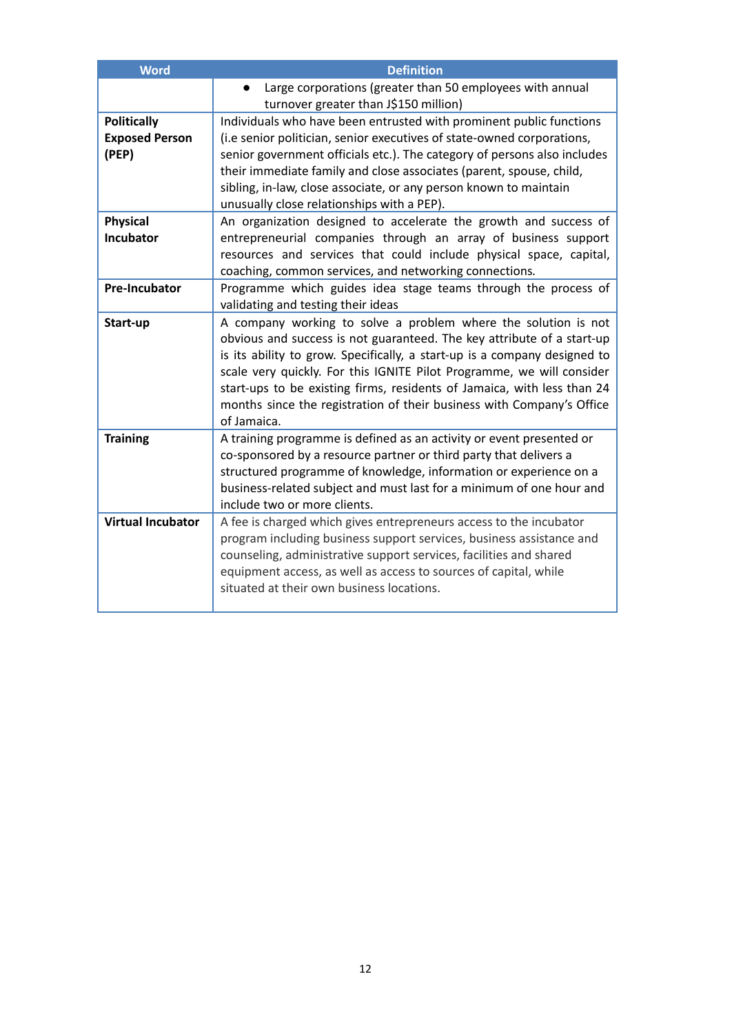| Word | Definition |
|---|---|
| | ● Large corporations (greater than 50 employees with annual turnover greater than J$150 million) |
| **Politically Exposed Person (PEP)** | Individuals who have been entrusted with prominent public functions (i.e senior politician, senior executives of state-owned corporations, senior government officials etc.). The category of persons also includes their immediate family and close associates (parent, spouse, child, sibling, in-law, close associate, or any person known to maintain unusually close relationships with a PEP). |
| **Physical Incubator** | An organization designed to accelerate the growth and success of entrepreneurial companies through an array of business support resources and services that could include physical space, capital, coaching, common services, and networking connections. |
| **Pre-Incubator** | Programme which guides idea stage teams through the process of validating and testing their ideas |
| **Start-up** | A company working to solve a problem where the solution is not obvious and success is not guaranteed. The key attribute of a start-up is its ability to grow. Specifically, a start-up is a company designed to scale very quickly. For this IGNITE Pilot Programme, we will consider start-ups to be existing firms, residents of Jamaica, with less than 24 months since the registration of their business with Company's Office of Jamaica. |
| **Training** | A training programme is defined as an activity or event presented or co-sponsored by a resource partner or third party that delivers a structured programme of knowledge, information or experience on a business-related subject and must last for a minimum of one hour and include two or more clients. |
| **Virtual Incubator** | A fee is charged which gives entrepreneurs access to the incubator program including business support services, business assistance and counseling, administrative support services, facilities and shared equipment access, as well as access to sources of capital, while situated at their own business locations. |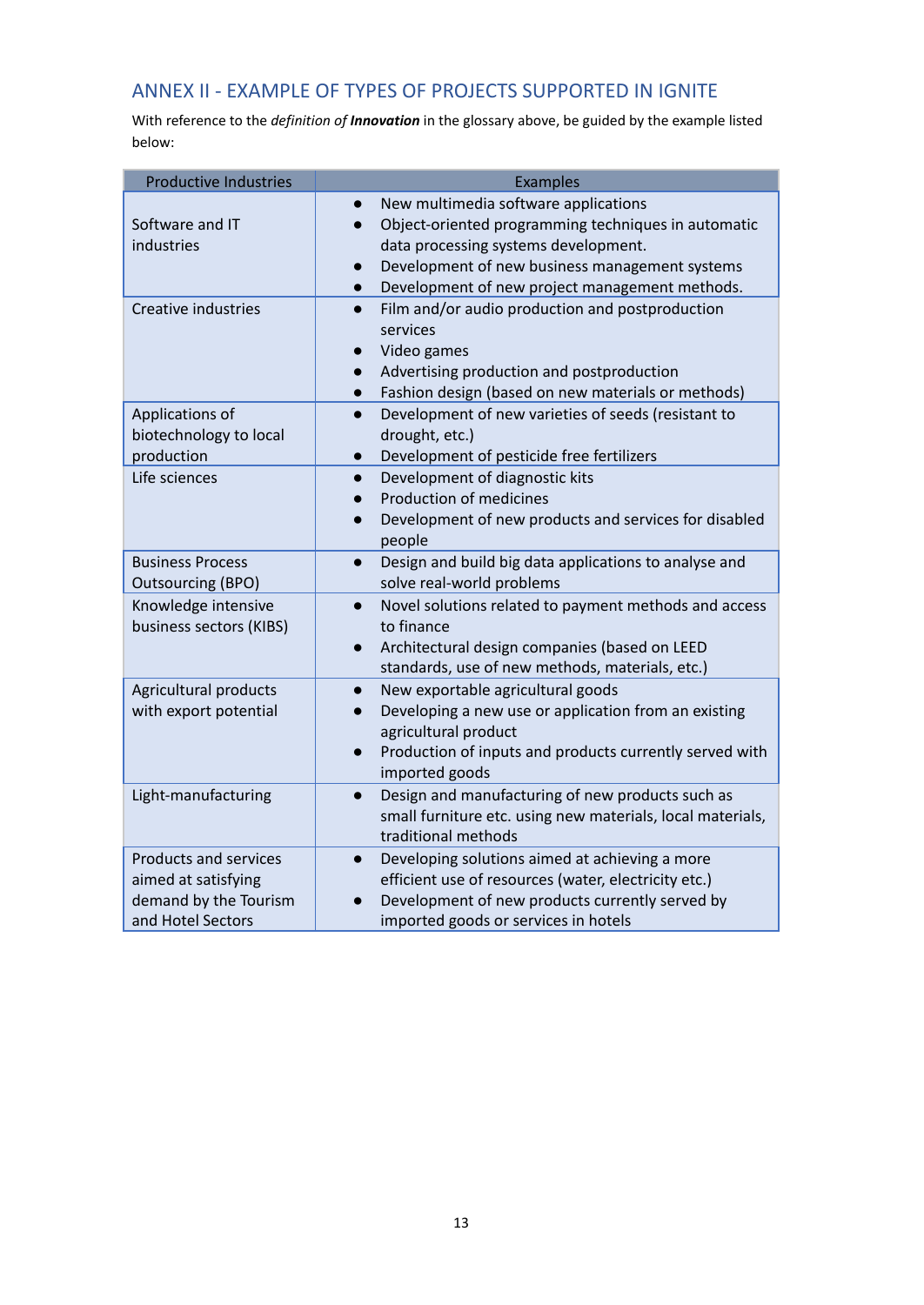## ANNEX II - EXAMPLE OF TYPES OF PROJECTS SUPPORTED IN IGNITE

With reference to the *definition of **Innovation*** in the glossary above, be guided by the example listed below:

| Productive Industries | Examples |
|---|---|
| Software and IT industries | ● New multimedia software applications<br>● Object-oriented programming techniques in automatic data processing systems development.<br>● Development of new business management systems<br>● Development of new project management methods. |
| Creative industries | ● Film and/or audio production and postproduction services<br>● Video games<br>● Advertising production and postproduction<br>● Fashion design (based on new materials or methods) |
| Applications of biotechnology to local production | ● Development of new varieties of seeds (resistant to drought, etc.)<br>● Development of pesticide free fertilizers |
| Life sciences | ● Development of diagnostic kits<br>● Production of medicines<br>● Development of new products and services for disabled people |
| Business Process Outsourcing (BPO) | ● Design and build big data applications to analyse and solve real-world problems |
| Knowledge intensive business sectors (KIBS) | ● Novel solutions related to payment methods and access to finance<br>● Architectural design companies (based on LEED standards, use of new methods, materials, etc.) |
| Agricultural products with export potential | ● New exportable agricultural goods<br>● Developing a new use or application from an existing agricultural product<br>● Production of inputs and products currently served with imported goods |
| Light-manufacturing | ● Design and manufacturing of new products such as small furniture etc. using new materials, local materials, traditional methods |
| Products and services aimed at satisfying demand by the Tourism and Hotel Sectors | ● Developing solutions aimed at achieving a more efficient use of resources (water, electricity etc.)<br>● Development of new products currently served by imported goods or services in hotels |